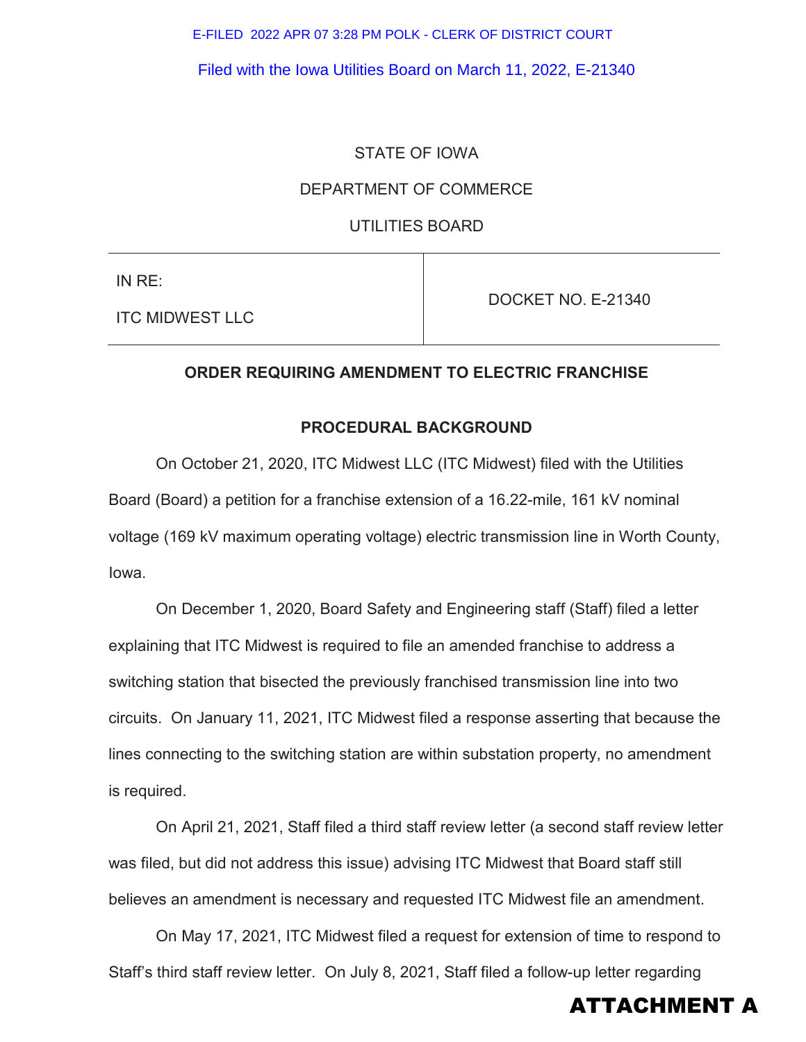E-FILED 2022 APR 07 3:28 PM POLK - CLERK OF DISTRICT COURT

Filed with the Iowa Utilities Board on March 11, 2022, E-21340

STATE OF IOWA

DEPARTMENT OF COMMERCE

UTILITIES BOARD

| IN RE: ITC MIDWEST LLC | DOCKET NO. E-21340 |
|---|---|

**ORDER REQUIRING AMENDMENT TO ELECTRIC FRANCHISE**

**PROCEDURAL BACKGROUND**

On October 21, 2020, ITC Midwest LLC (ITC Midwest) filed with the Utilities Board (Board) a petition for a franchise extension of a 16.22-mile, 161 kV nominal voltage (169 kV maximum operating voltage) electric transmission line in Worth County, Iowa.

On December 1, 2020, Board Safety and Engineering staff (Staff) filed a letter explaining that ITC Midwest is required to file an amended franchise to address a switching station that bisected the previously franchised transmission line into two circuits. On January 11, 2021, ITC Midwest filed a response asserting that because the lines connecting to the switching station are within substation property, no amendment is required.

On April 21, 2021, Staff filed a third staff review letter (a second staff review letter was filed, but did not address this issue) advising ITC Midwest that Board staff still believes an amendment is necessary and requested ITC Midwest file an amendment.

On May 17, 2021, ITC Midwest filed a request for extension of time to respond to Staff's third staff review letter. On July 8, 2021, Staff filed a follow-up letter regarding

**ATTACHMENT A**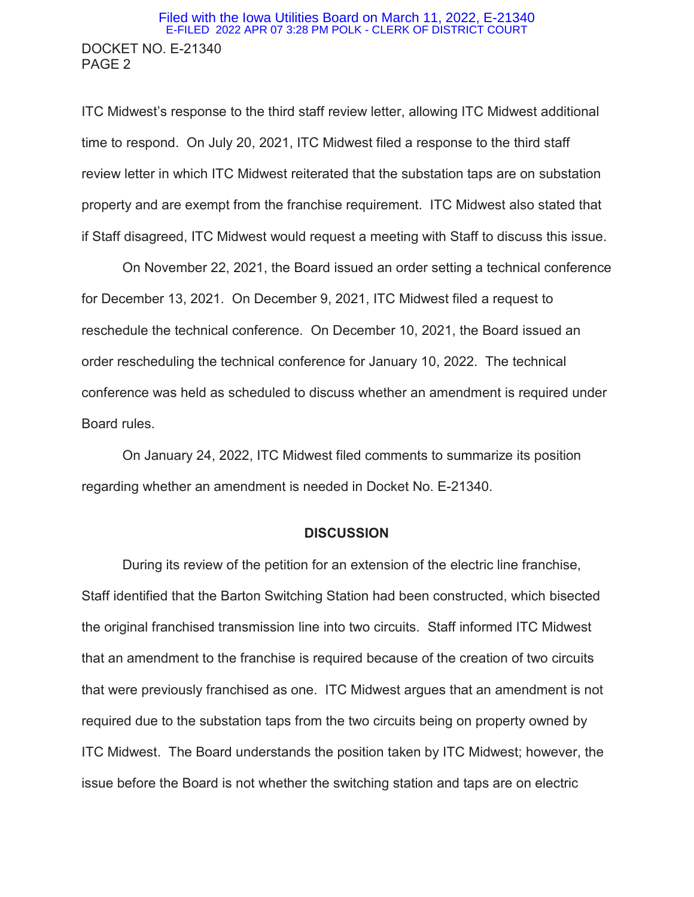ITC Midwest's response to the third staff review letter, allowing ITC Midwest additional time to respond. On July 20, 2021, ITC Midwest filed a response to the third staff review letter in which ITC Midwest reiterated that the substation taps are on substation property and are exempt from the franchise requirement. ITC Midwest also stated that if Staff disagreed, ITC Midwest would request a meeting with Staff to discuss this issue.

On November 22, 2021, the Board issued an order setting a technical conference for December 13, 2021. On December 9, 2021, ITC Midwest filed a request to reschedule the technical conference. On December 10, 2021, the Board issued an order rescheduling the technical conference for January 10, 2022. The technical conference was held as scheduled to discuss whether an amendment is required under Board rules.

On January 24, 2022, ITC Midwest filed comments to summarize its position regarding whether an amendment is needed in Docket No. E-21340.

## DISCUSSION

During its review of the petition for an extension of the electric line franchise, Staff identified that the Barton Switching Station had been constructed, which bisected the original franchised transmission line into two circuits. Staff informed ITC Midwest that an amendment to the franchise is required because of the creation of two circuits that were previously franchised as one. ITC Midwest argues that an amendment is not required due to the substation taps from the two circuits being on property owned by ITC Midwest. The Board understands the position taken by ITC Midwest; however, the issue before the Board is not whether the switching station and taps are on electric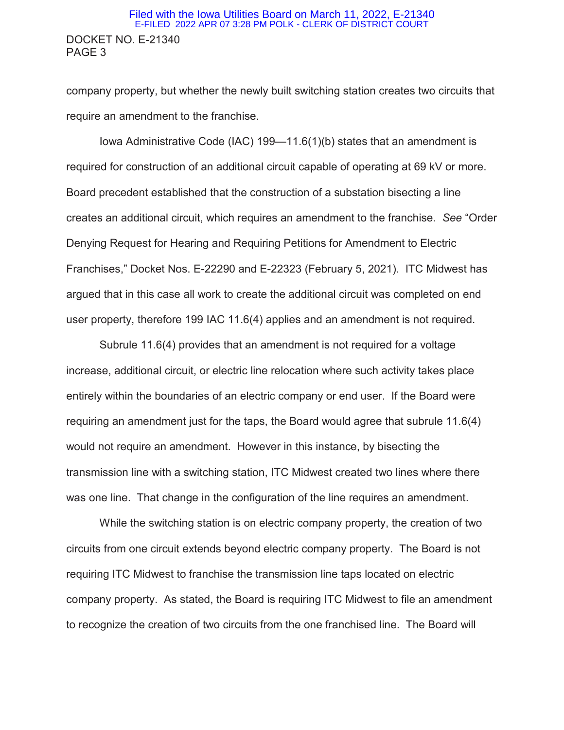company property, but whether the newly built switching station creates two circuits that require an amendment to the franchise.

Iowa Administrative Code (IAC) 199—11.6(1)(b) states that an amendment is required for construction of an additional circuit capable of operating at 69 kV or more. Board precedent established that the construction of a substation bisecting a line creates an additional circuit, which requires an amendment to the franchise. *See* "Order Denying Request for Hearing and Requiring Petitions for Amendment to Electric Franchises," Docket Nos. E-22290 and E-22323 (February 5, 2021). ITC Midwest has argued that in this case all work to create the additional circuit was completed on end user property, therefore 199 IAC 11.6(4) applies and an amendment is not required.

Subrule 11.6(4) provides that an amendment is not required for a voltage increase, additional circuit, or electric line relocation where such activity takes place entirely within the boundaries of an electric company or end user. If the Board were requiring an amendment just for the taps, the Board would agree that subrule 11.6(4) would not require an amendment. However in this instance, by bisecting the transmission line with a switching station, ITC Midwest created two lines where there was one line. That change in the configuration of the line requires an amendment.

While the switching station is on electric company property, the creation of two circuits from one circuit extends beyond electric company property. The Board is not requiring ITC Midwest to franchise the transmission line taps located on electric company property. As stated, the Board is requiring ITC Midwest to file an amendment to recognize the creation of two circuits from the one franchised line. The Board will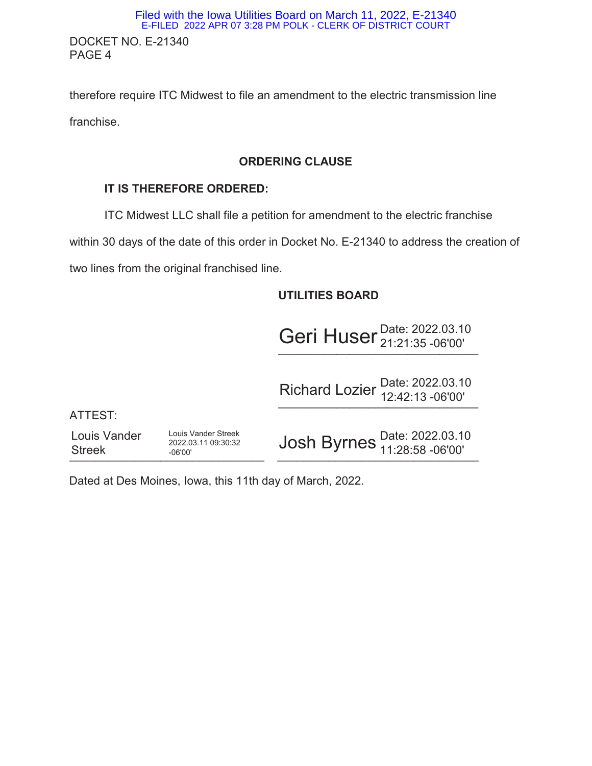therefore require ITC Midwest to file an amendment to the electric transmission line franchise.

## ORDERING CLAUSE

**IT IS THEREFORE ORDERED:**

ITC Midwest LLC shall file a petition for amendment to the electric franchise within 30 days of the date of this order in Docket No. E-21340 to address the creation of two lines from the original franchised line.

**UTILITIES BOARD**

Geri Huser Date: 2022.03.10 21:21:35 -06'00'

Richard Lozier Date: 2022.03.10 12:42:13 -06'00'

ATTEST:

Louis Vander Streek Louis Vander Streek 2022.03.11 09:30:32 -06'00'

Josh Byrnes Date: 2022.03.10 11:28:58 -06'00'

Dated at Des Moines, Iowa, this 11th day of March, 2022.